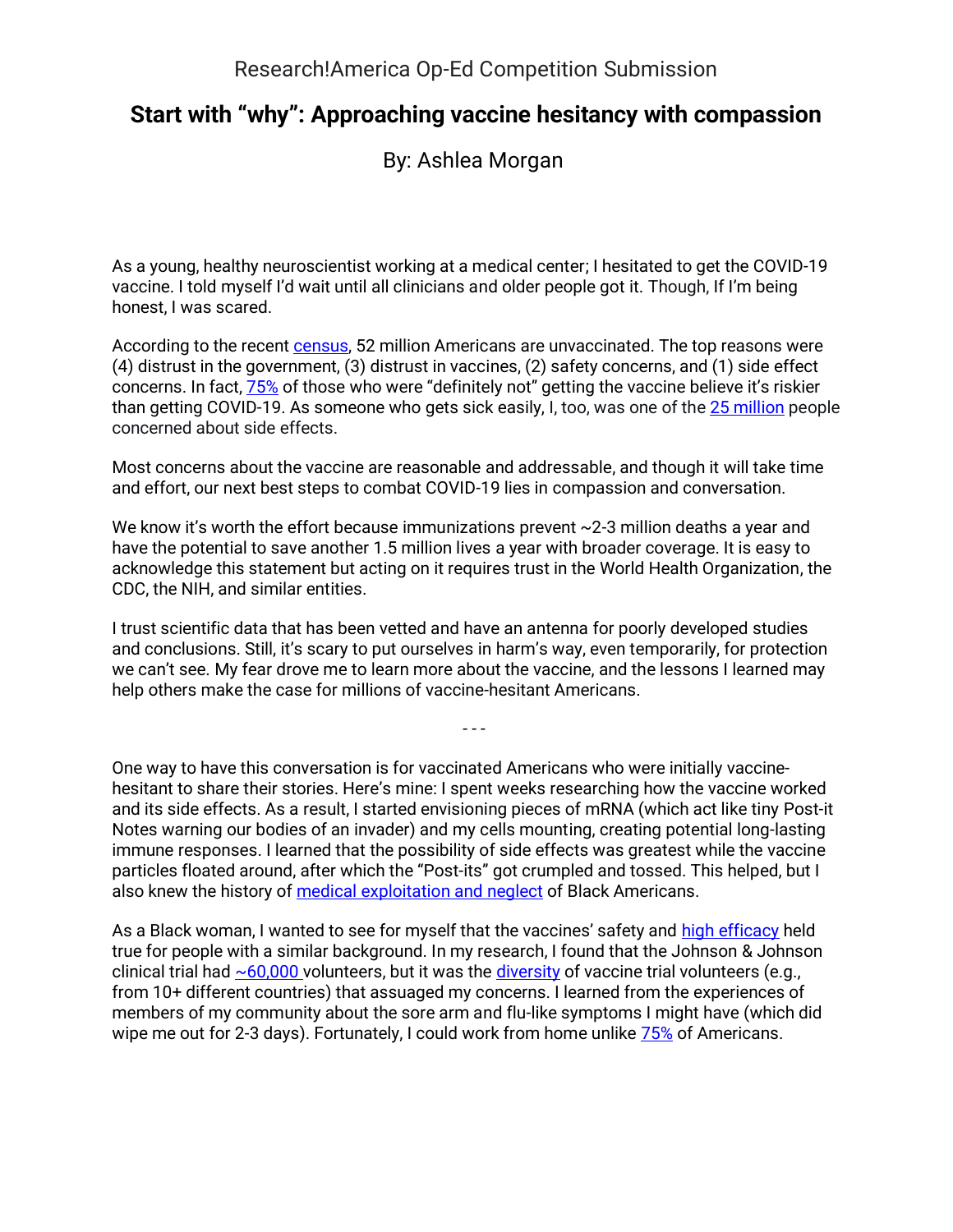Research!America Op-Ed Competition Submission

# Start with "why": Approaching vaccine hesitancy with compassion

By: Ashlea Morgan

As a young, healthy neuroscientist working at a medical center; I hesitated to get the COVID-19 vaccine. I told myself I'd wait until all clinicians and older people got it. Though, If I'm being honest, I was scared.

According to the recent census, 52 million Americans are unvaccinated. The top reasons were (4) distrust in the government, (3) distrust in vaccines, (2) safety concerns, and (1) side effect concerns. In fact, 75% of those who were "definitely not" getting the vaccine believe it's riskier than getting COVID-19. As someone who gets sick easily, I, too, was one of the 25 million people concerned about side effects.

Most concerns about the vaccine are reasonable and addressable, and though it will take time and effort, our next best steps to combat COVID-19 lies in compassion and conversation.

We know it's worth the effort because immunizations prevent ~2-3 million deaths a year and have the potential to save another 1.5 million lives a year with broader coverage. It is easy to acknowledge this statement but acting on it requires trust in the World Health Organization, the CDC, the NIH, and similar entities.

I trust scientific data that has been vetted and have an antenna for poorly developed studies and conclusions. Still, it's scary to put ourselves in harm's way, even temporarily, for protection we can't see. My fear drove me to learn more about the vaccine, and the lessons I learned may help others make the case for millions of vaccine-hesitant Americans.

---

One way to have this conversation is for vaccinated Americans who were initially vaccine-hesitant to share their stories. Here's mine: I spent weeks researching how the vaccine worked and its side effects. As a result, I started envisioning pieces of mRNA (which act like tiny Post-it Notes warning our bodies of an invader) and my cells mounting, creating potential long-lasting immune responses. I learned that the possibility of side effects was greatest while the vaccine particles floated around, after which the "Post-its" got crumpled and tossed. This helped, but I also knew the history of medical exploitation and neglect of Black Americans.

As a Black woman, I wanted to see for myself that the vaccines' safety and high efficacy held true for people with a similar background. In my research, I found that the Johnson & Johnson clinical trial had ~60,000 volunteers, but it was the diversity of vaccine trial volunteers (e.g., from 10+ different countries) that assuaged my concerns. I learned from the experiences of members of my community about the sore arm and flu-like symptoms I might have (which did wipe me out for 2-3 days). Fortunately, I could work from home unlike 75% of Americans.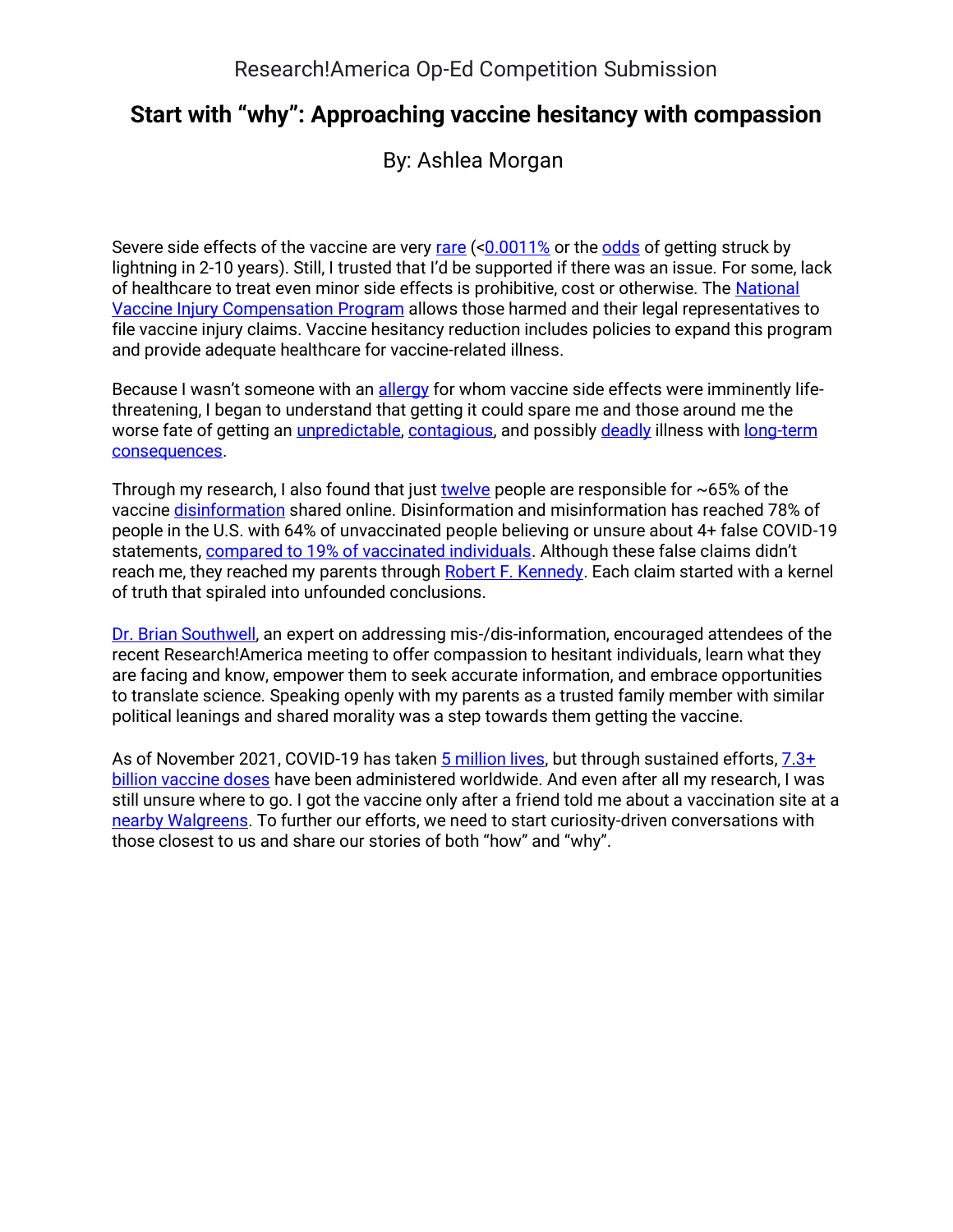Research!America Op-Ed Competition Submission

# Start with "why": Approaching vaccine hesitancy with compassion

By: Ashlea Morgan

Severe side effects of the vaccine are very rare (<0.0011% or the odds of getting struck by lightning in 2-10 years). Still, I trusted that I'd be supported if there was an issue. For some, lack of healthcare to treat even minor side effects is prohibitive, cost or otherwise. The National Vaccine Injury Compensation Program allows those harmed and their legal representatives to file vaccine injury claims. Vaccine hesitancy reduction includes policies to expand this program and provide adequate healthcare for vaccine-related illness.

Because I wasn't someone with an allergy for whom vaccine side effects were imminently life-threatening, I began to understand that getting it could spare me and those around me the worse fate of getting an unpredictable, contagious, and possibly deadly illness with long-term consequences.

Through my research, I also found that just twelve people are responsible for ~65% of the vaccine disinformation shared online. Disinformation and misinformation has reached 78% of people in the U.S. with 64% of unvaccinated people believing or unsure about 4+ false COVID-19 statements, compared to 19% of vaccinated individuals. Although these false claims didn't reach me, they reached my parents through Robert F. Kennedy. Each claim started with a kernel of truth that spiraled into unfounded conclusions.

Dr. Brian Southwell, an expert on addressing mis-/dis-information, encouraged attendees of the recent Research!America meeting to offer compassion to hesitant individuals, learn what they are facing and know, empower them to seek accurate information, and embrace opportunities to translate science. Speaking openly with my parents as a trusted family member with similar political leanings and shared morality was a step towards them getting the vaccine.

As of November 2021, COVID-19 has taken 5 million lives, but through sustained efforts, 7.3+ billion vaccine doses have been administered worldwide. And even after all my research, I was still unsure where to go. I got the vaccine only after a friend told me about a vaccination site at a nearby Walgreens. To further our efforts, we need to start curiosity-driven conversations with those closest to us and share our stories of both "how" and "why".